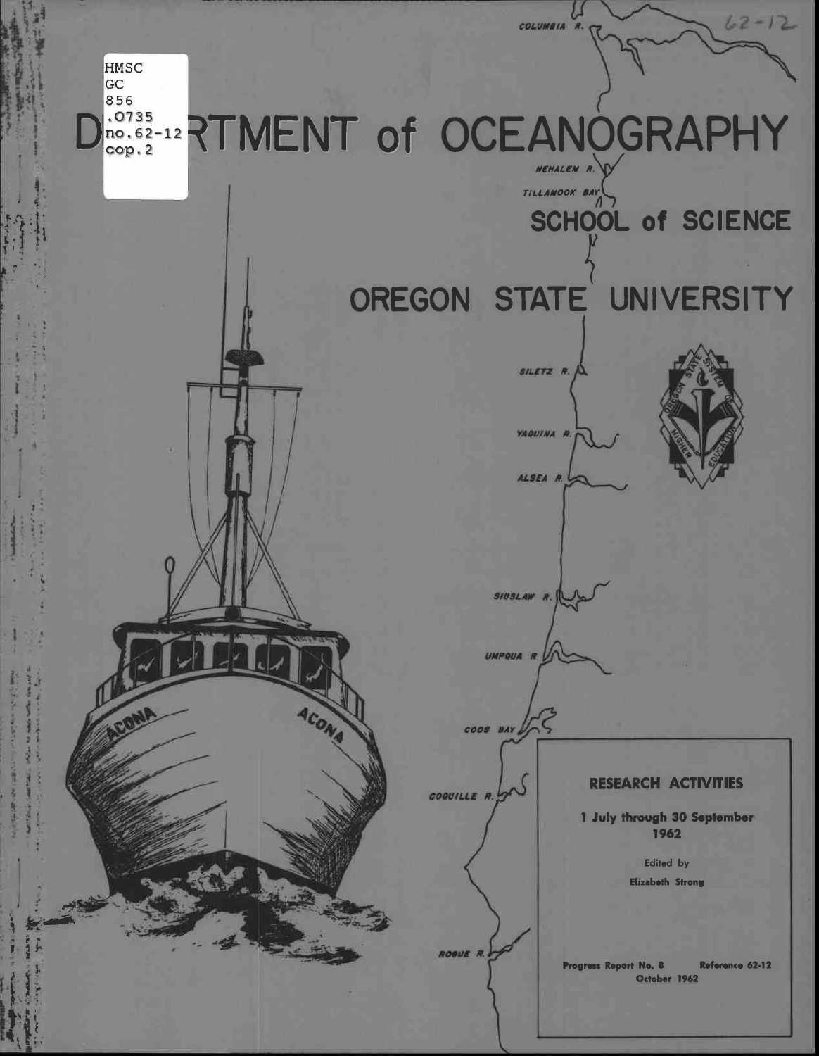HMSC
GC
856
.O735
no.62-12
cop.2

62-12

# DEPARTMENT of OCEANOGRAPHY

## SCHOOL of SCIENCE

# OREGON STATE UNIVERSITY

COLUMBIA R.

NEHALEM R.

TILLAMOOK BAY

SILETZ R.

YAQUINA R.

ALSEA R.

SIUSLAW R.

UMPQUA R

COOS BAY

COQUILLE R.

ROGUE R.

ACONA

**RESEARCH ACTIVITIES**

**1 July through 30 September 1962**

Edited by

**Elizabeth Strong**

**Progress Report No. 8** **Reference 62-12**

**October 1962**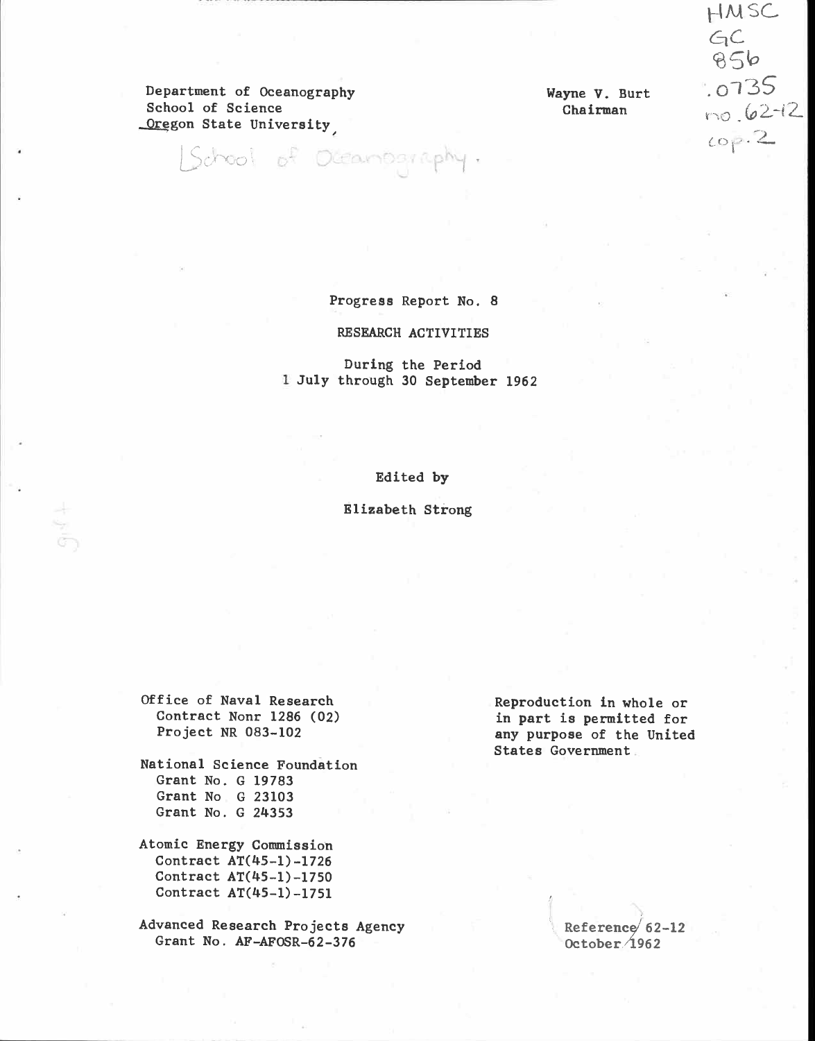HMSC
GC
856
.0735
no. 62-12
cop. 2

Department of Oceanography
School of Science
Oregon State University

School of Oceanography.

Wayne V. Burt
Chairman

Progress Report No. 8

RESEARCH ACTIVITIES

During the Period
1 July through 30 September 1962

Edited by

Elizabeth Strong

Office of Naval Research
Contract Nonr 1286 (02)
Project NR 083-102

National Science Foundation
Grant No. G 19783
Grant No G 23103
Grant No. G 24353

Atomic Energy Commission
Contract AT(45-1)-1726
Contract AT(45-1)-1750
Contract AT(45-1)-1751

Advanced Research Projects Agency
Grant No. AF-AFOSR-62-376

Reproduction in whole or in part is permitted for any purpose of the United States Government

Reference 62-12
October 1962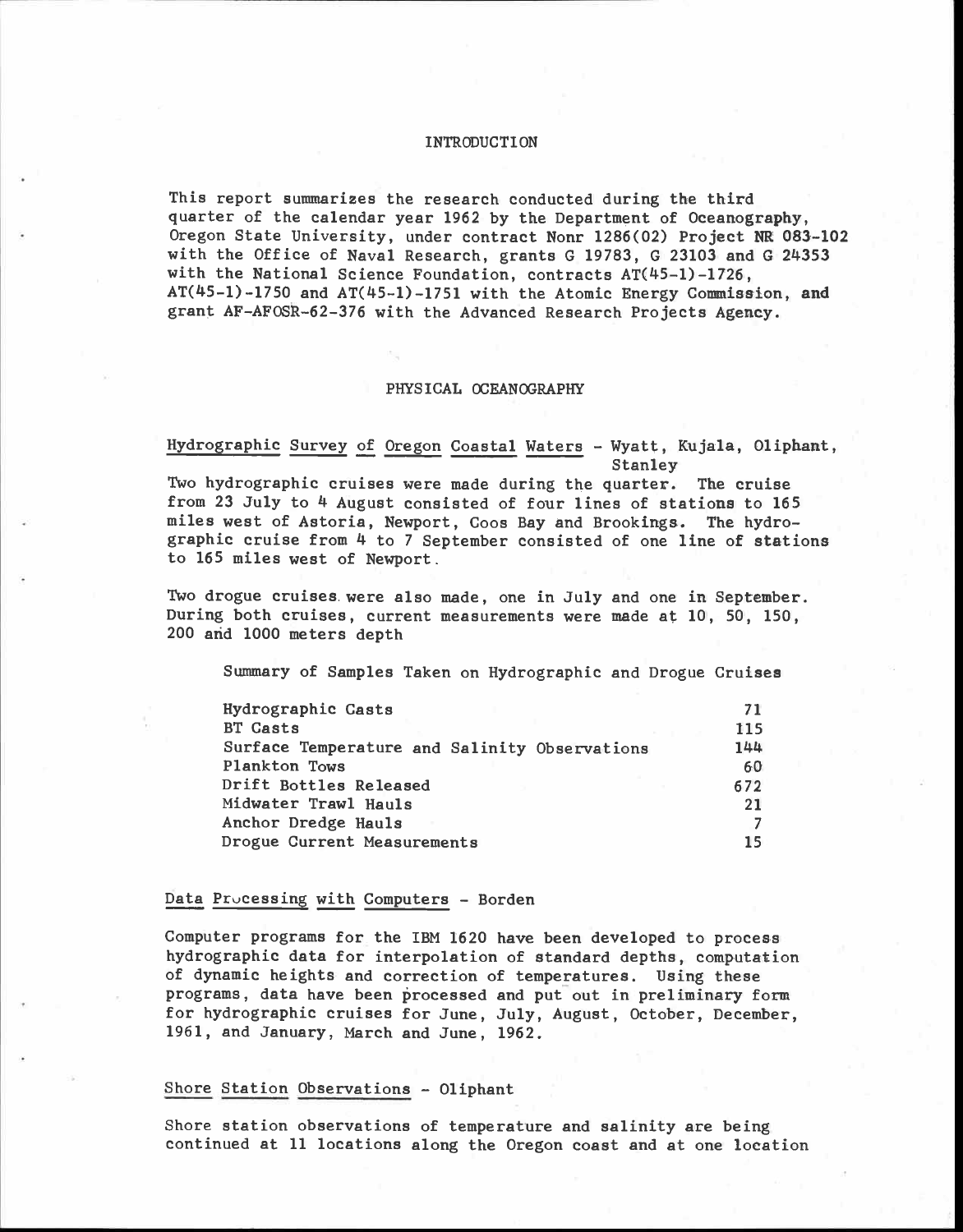# INTRODUCTION

This report summarizes the research conducted during the third quarter of the calendar year 1962 by the Department of Oceanography, Oregon State University, under contract Nonr 1286(02) Project NR 083-102 with the Office of Naval Research, grants G 19783, G 23103 and G 24353 with the National Science Foundation, contracts AT(45-1)-1726, AT(45-1)-1750 and AT(45-1)-1751 with the Atomic Energy Commission, and grant AF-AFOSR-62-376 with the Advanced Research Projects Agency.

# PHYSICAL OCEANOGRAPHY

## Hydrographic Survey of Oregon Coastal Waters - Wyatt, Kujala, Oliphant, Stanley

Two hydrographic cruises were made during the quarter. The cruise from 23 July to 4 August consisted of four lines of stations to 165 miles west of Astoria, Newport, Coos Bay and Brookings. The hydrographic cruise from 4 to 7 September consisted of one line of stations to 165 miles west of Newport.

Two drogue cruises were also made, one in July and one in September. During both cruises, current measurements were made at 10, 50, 150, 200 and 1000 meters depth

Summary of Samples Taken on Hydrographic and Drogue Cruises

| Sample | Number |
|---|---|
| Hydrographic Casts | 71 |
| BT Casts | 115 |
| Surface Temperature and Salinity Observations | 144 |
| Plankton Tows | 60 |
| Drift Bottles Released | 672 |
| Midwater Trawl Hauls | 21 |
| Anchor Dredge Hauls | 7 |
| Drogue Current Measurements | 15 |

## Data Processing with Computers - Borden

Computer programs for the IBM 1620 have been developed to process hydrographic data for interpolation of standard depths, computation of dynamic heights and correction of temperatures. Using these programs, data have been processed and put out in preliminary form for hydrographic cruises for June, July, August, October, December, 1961, and January, March and June, 1962.

## Shore Station Observations - Oliphant

Shore station observations of temperature and salinity are being continued at 11 locations along the Oregon coast and at one location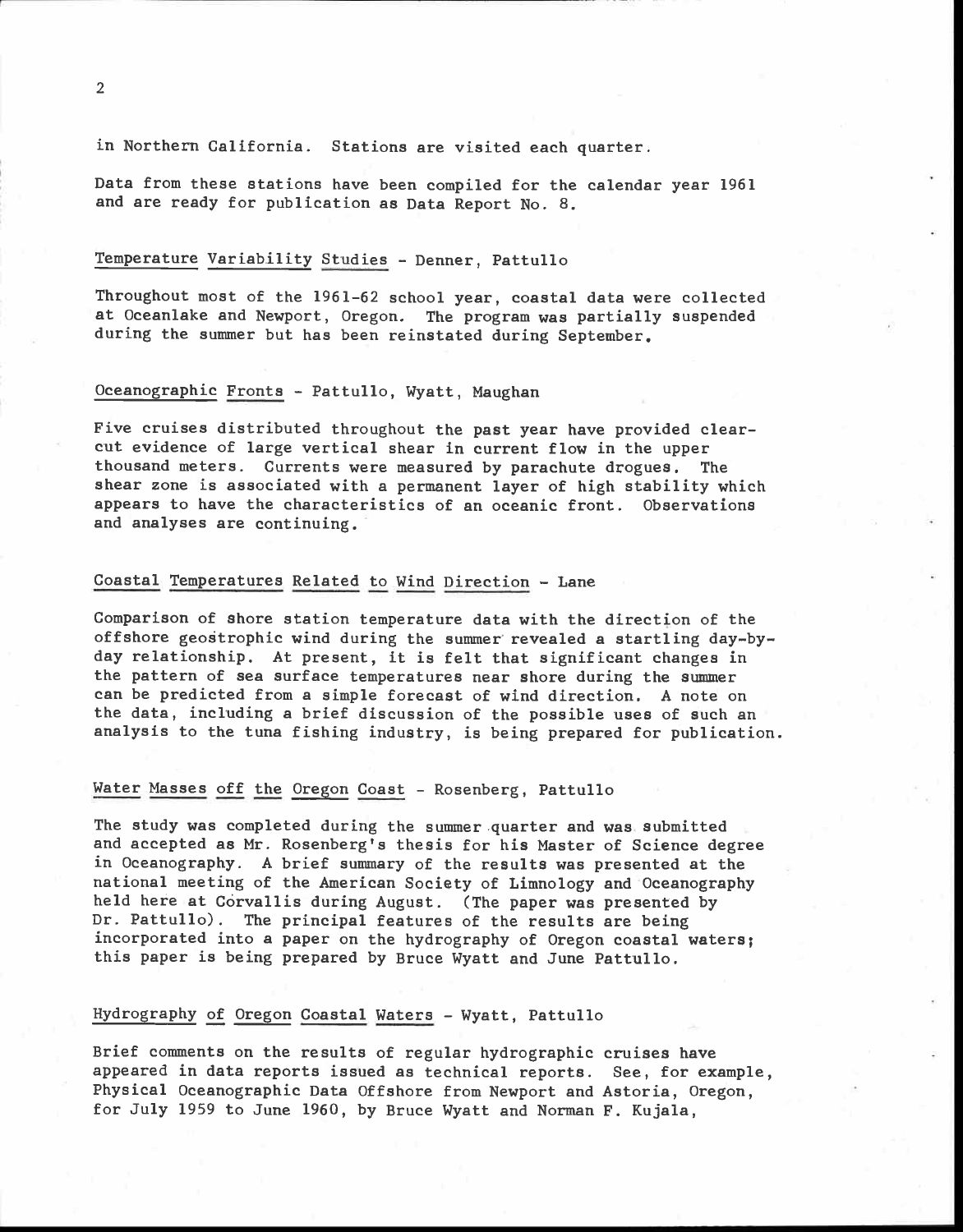in Northern California. Stations are visited each quarter.

Data from these stations have been compiled for the calendar year 1961 and are ready for publication as Data Report No. 8.

### Temperature Variability Studies - Denner, Pattullo

Throughout most of the 1961-62 school year, coastal data were collected at Oceanlake and Newport, Oregon. The program was partially suspended during the summer but has been reinstated during September.

### Oceanographic Fronts - Pattullo, Wyatt, Maughan

Five cruises distributed throughout the past year have provided clear-cut evidence of large vertical shear in current flow in the upper thousand meters. Currents were measured by parachute drogues. The shear zone is associated with a permanent layer of high stability which appears to have the characteristics of an oceanic front. Observations and analyses are continuing.

### Coastal Temperatures Related to Wind Direction - Lane

Comparison of shore station temperature data with the direction of the offshore geostrophic wind during the summer revealed a startling day-by-day relationship. At present, it is felt that significant changes in the pattern of sea surface temperatures near shore during the summer can be predicted from a simple forecast of wind direction. A note on the data, including a brief discussion of the possible uses of such an analysis to the tuna fishing industry, is being prepared for publication.

### Water Masses off the Oregon Coast - Rosenberg, Pattullo

The study was completed during the summer quarter and was submitted and accepted as Mr. Rosenberg's thesis for his Master of Science degree in Oceanography. A brief summary of the results was presented at the national meeting of the American Society of Limnology and Oceanography held here at Corvallis during August. (The paper was presented by Dr. Pattullo). The principal features of the results are being incorporated into a paper on the hydrography of Oregon coastal waters; this paper is being prepared by Bruce Wyatt and June Pattullo.

### Hydrography of Oregon Coastal Waters - Wyatt, Pattullo

Brief comments on the results of regular hydrographic cruises have appeared in data reports issued as technical reports. See, for example, Physical Oceanographic Data Offshore from Newport and Astoria, Oregon, for July 1959 to June 1960, by Bruce Wyatt and Norman F. Kujala,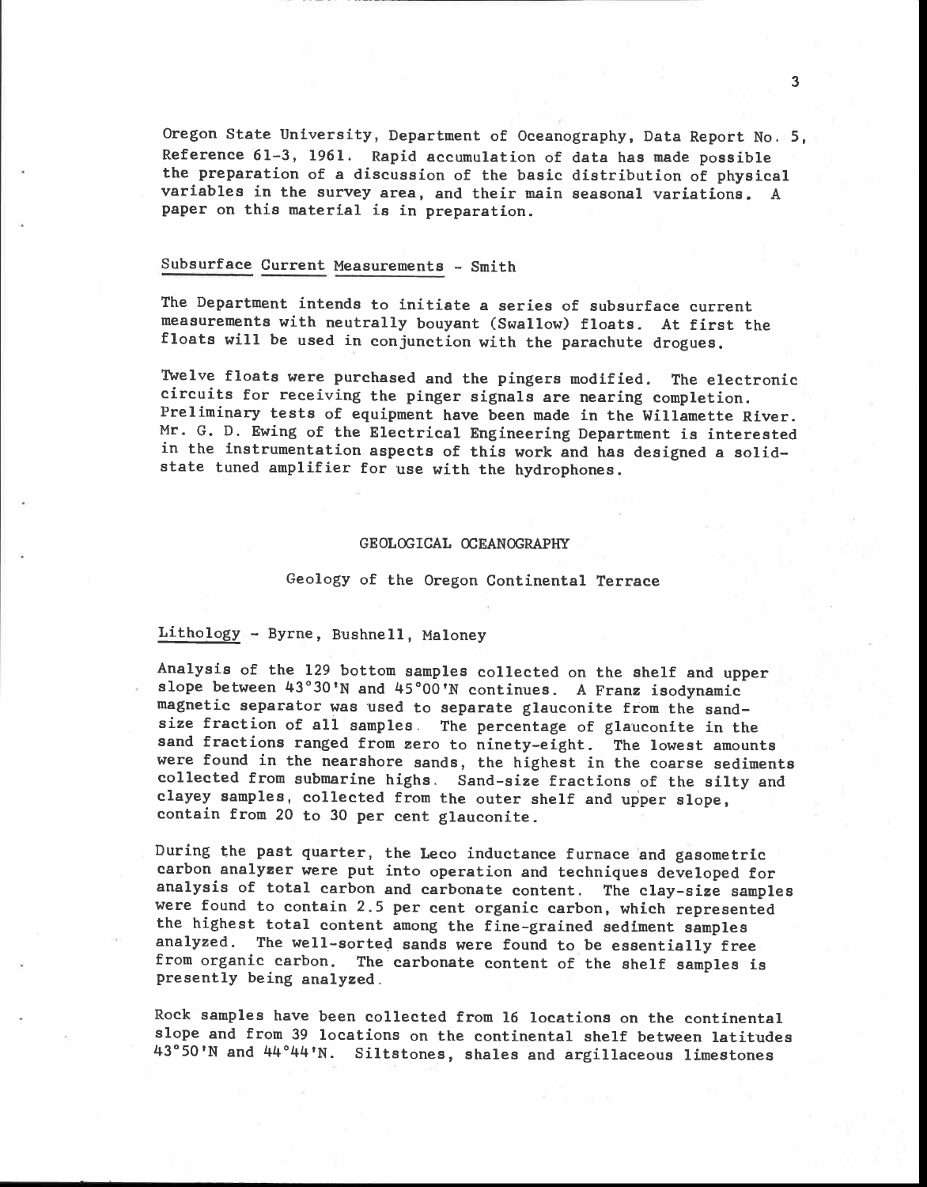Oregon State University, Department of Oceanography, Data Report No. 5, Reference 61-3, 1961. Rapid accumulation of data has made possible the preparation of a discussion of the basic distribution of physical variables in the survey area, and their main seasonal variations. A paper on this material is in preparation.

Subsurface Current Measurements - Smith

The Department intends to initiate a series of subsurface current measurements with neutrally bouyant (Swallow) floats. At first the floats will be used in conjunction with the parachute drogues.

Twelve floats were purchased and the pingers modified. The electronic circuits for receiving the pinger signals are nearing completion. Preliminary tests of equipment have been made in the Willamette River. Mr. G. D. Ewing of the Electrical Engineering Department is interested in the instrumentation aspects of this work and has designed a solid-state tuned amplifier for use with the hydrophones.

## GEOLOGICAL OCEANOGRAPHY

### Geology of the Oregon Continental Terrace

Lithology - Byrne, Bushnell, Maloney

Analysis of the 129 bottom samples collected on the shelf and upper slope between 43°30'N and 45°00'N continues. A Franz isodynamic magnetic separator was used to separate glauconite from the sand-size fraction of all samples. The percentage of glauconite in the sand fractions ranged from zero to ninety-eight. The lowest amounts were found in the nearshore sands, the highest in the coarse sediments collected from submarine highs. Sand-size fractions of the silty and clayey samples, collected from the outer shelf and upper slope, contain from 20 to 30 per cent glauconite.

During the past quarter, the Leco inductance furnace and gasometric carbon analyzer were put into operation and techniques developed for analysis of total carbon and carbonate content. The clay-size samples were found to contain 2.5 per cent organic carbon, which represented the highest total content among the fine-grained sediment samples analyzed. The well-sorted sands were found to be essentially free from organic carbon. The carbonate content of the shelf samples is presently being analyzed.

Rock samples have been collected from 16 locations on the continental slope and from 39 locations on the continental shelf between latitudes 43°50'N and 44°44'N. Siltstones, shales and argillaceous limestones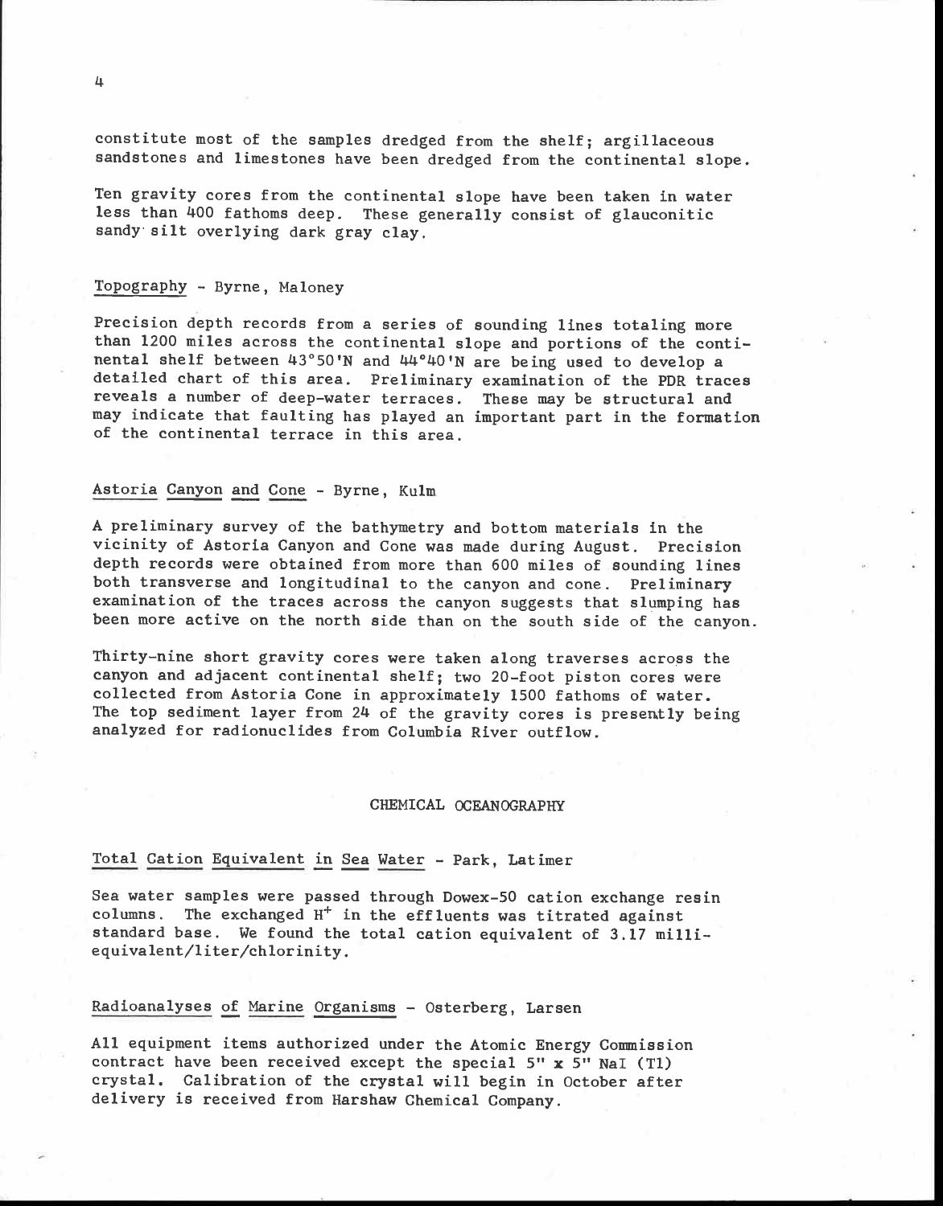constitute most of the samples dredged from the shelf; argillaceous sandstones and limestones have been dredged from the continental slope.

Ten gravity cores from the continental slope have been taken in water less than 400 fathoms deep. These generally consist of glauconitic sandy silt overlying dark gray clay.

Topography - Byrne, Maloney

Precision depth records from a series of sounding lines totaling more than 1200 miles across the continental slope and portions of the continental shelf between 43°50'N and 44°40'N are being used to develop a detailed chart of this area. Preliminary examination of the PDR traces reveals a number of deep-water terraces. These may be structural and may indicate that faulting has played an important part in the formation of the continental terrace in this area.

Astoria Canyon and Cone - Byrne, Kulm

A preliminary survey of the bathymetry and bottom materials in the vicinity of Astoria Canyon and Cone was made during August. Precision depth records were obtained from more than 600 miles of sounding lines both transverse and longitudinal to the canyon and cone. Preliminary examination of the traces across the canyon suggests that slumping has been more active on the north side than on the south side of the canyon.

Thirty-nine short gravity cores were taken along traverses across the canyon and adjacent continental shelf; two 20-foot piston cores were collected from Astoria Cone in approximately 1500 fathoms of water. The top sediment layer from 24 of the gravity cores is presently being analyzed for radionuclides from Columbia River outflow.

## CHEMICAL OCEANOGRAPHY

Total Cation Equivalent in Sea Water - Park, Latimer

Sea water samples were passed through Dowex-50 cation exchange resin columns. The exchanged $H^+$ in the effluents was titrated against standard base. We found the total cation equivalent of 3.17 milliequivalent/liter/chlorinity.

Radioanalyses of Marine Organisms - Osterberg, Larsen

All equipment items authorized under the Atomic Energy Commission contract have been received except the special 5" x 5" NaI (Tl) crystal. Calibration of the crystal will begin in October after delivery is received from Harshaw Chemical Company.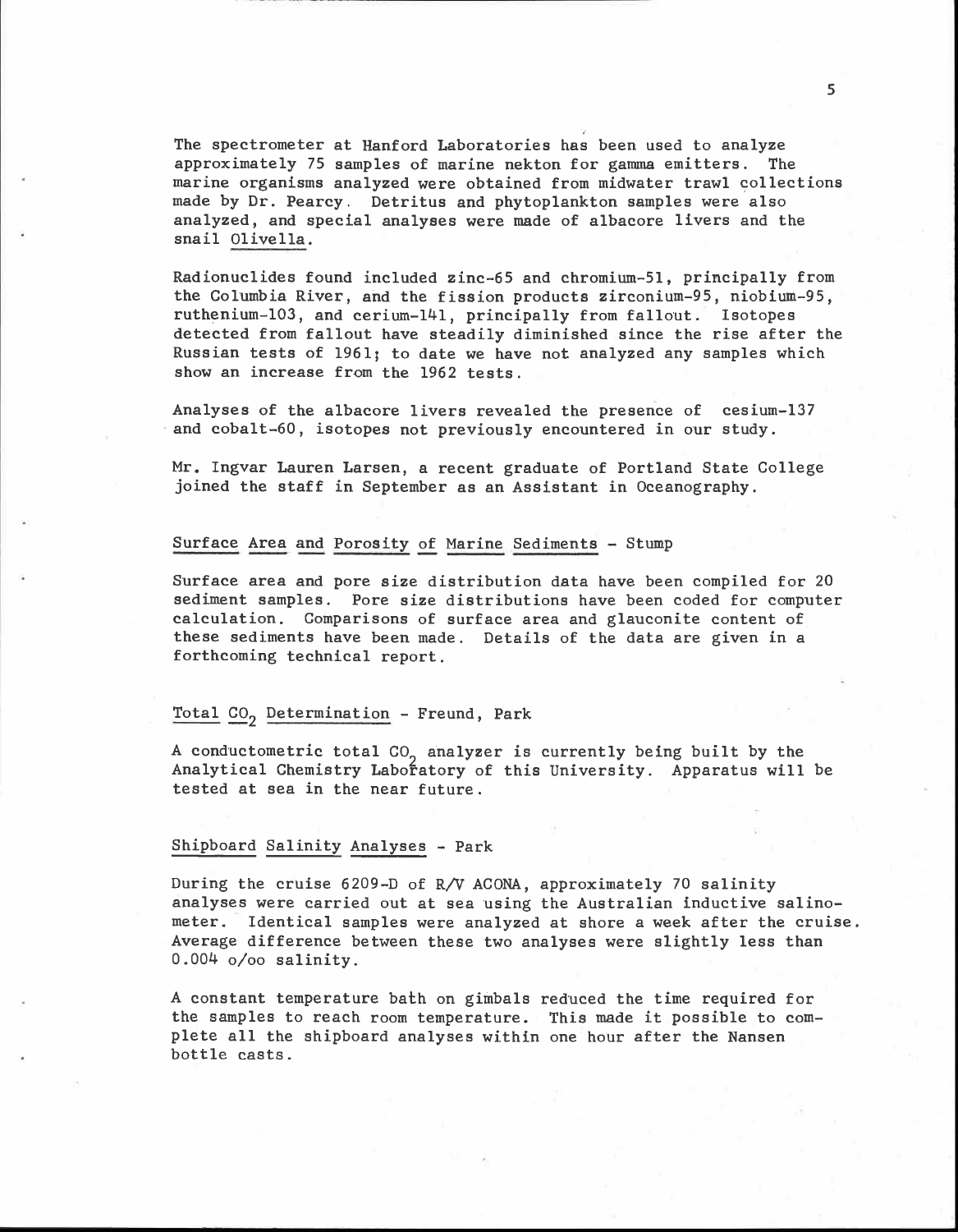The spectrometer at Hanford Laboratories has been used to analyze approximately 75 samples of marine nekton for gamma emitters. The marine organisms analyzed were obtained from midwater trawl collections made by Dr. Pearcy. Detritus and phytoplankton samples were also analyzed, and special analyses were made of albacore livers and the snail Olivella.

Radionuclides found included zinc-65 and chromium-51, principally from the Columbia River, and the fission products zirconium-95, niobium-95, ruthenium-103, and cerium-141, principally from fallout. Isotopes detected from fallout have steadily diminished since the rise after the Russian tests of 1961; to date we have not analyzed any samples which show an increase from the 1962 tests.

Analyses of the albacore livers revealed the presence of cesium-137 and cobalt-60, isotopes not previously encountered in our study.

Mr. Ingvar Lauren Larsen, a recent graduate of Portland State College joined the staff in September as an Assistant in Oceanography.

### Surface Area and Porosity of Marine Sediments - Stump

Surface area and pore size distribution data have been compiled for 20 sediment samples. Pore size distributions have been coded for computer calculation. Comparisons of surface area and glauconite content of these sediments have been made. Details of the data are given in a forthcoming technical report.

### Total $CO_2$ Determination - Freund, Park

A conductometric total $CO_2$ analyzer is currently being built by the Analytical Chemistry Laboratory of this University. Apparatus will be tested at sea in the near future.

### Shipboard Salinity Analyses - Park

During the cruise 6209-D of R/V ACONA, approximately 70 salinity analyses were carried out at sea using the Australian inductive salinometer. Identical samples were analyzed at shore a week after the cruise. Average difference between these two analyses were slightly less than 0.004 o/oo salinity.

A constant temperature bath on gimbals reduced the time required for the samples to reach room temperature. This made it possible to complete all the shipboard analyses within one hour after the Nansen bottle casts.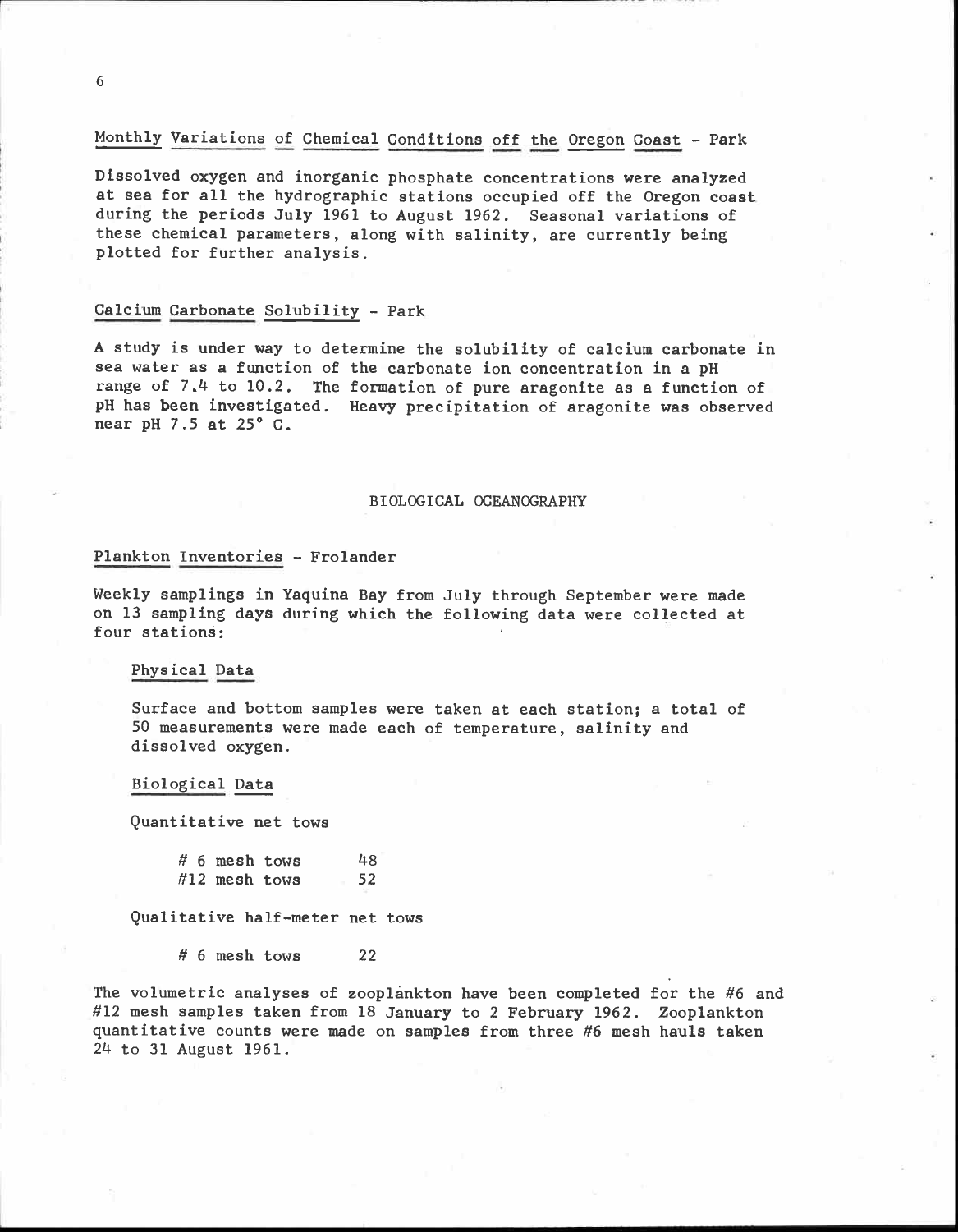### Monthly Variations of Chemical Conditions off the Oregon Coast - Park

Dissolved oxygen and inorganic phosphate concentrations were analyzed at sea for all the hydrographic stations occupied off the Oregon coast during the periods July 1961 to August 1962. Seasonal variations of these chemical parameters, along with salinity, are currently being plotted for further analysis.

### Calcium Carbonate Solubility - Park

A study is under way to determine the solubility of calcium carbonate in sea water as a function of the carbonate ion concentration in a pH range of 7.4 to 10.2. The formation of pure aragonite as a function of pH has been investigated. Heavy precipitation of aragonite was observed near pH 7.5 at 25° C.

## BIOLOGICAL OCEANOGRAPHY

### Plankton Inventories - Frolander

Weekly samplings in Yaquina Bay from July through September were made on 13 sampling days during which the following data were collected at four stations:

#### Physical Data

Surface and bottom samples were taken at each station; a total of 50 measurements were made each of temperature, salinity and dissolved oxygen.

#### Biological Data

Quantitative net tows

| | |
|---|---|
| # 6 mesh tows | 48 |
| #12 mesh tows | 52 |

Qualitative half-meter net tows

| | |
|---|---|
| # 6 mesh tows | 22 |

The volumetric analyses of zooplankton have been completed for the #6 and #12 mesh samples taken from 18 January to 2 February 1962. Zooplankton quantitative counts were made on samples from three #6 mesh hauls taken 24 to 31 August 1961.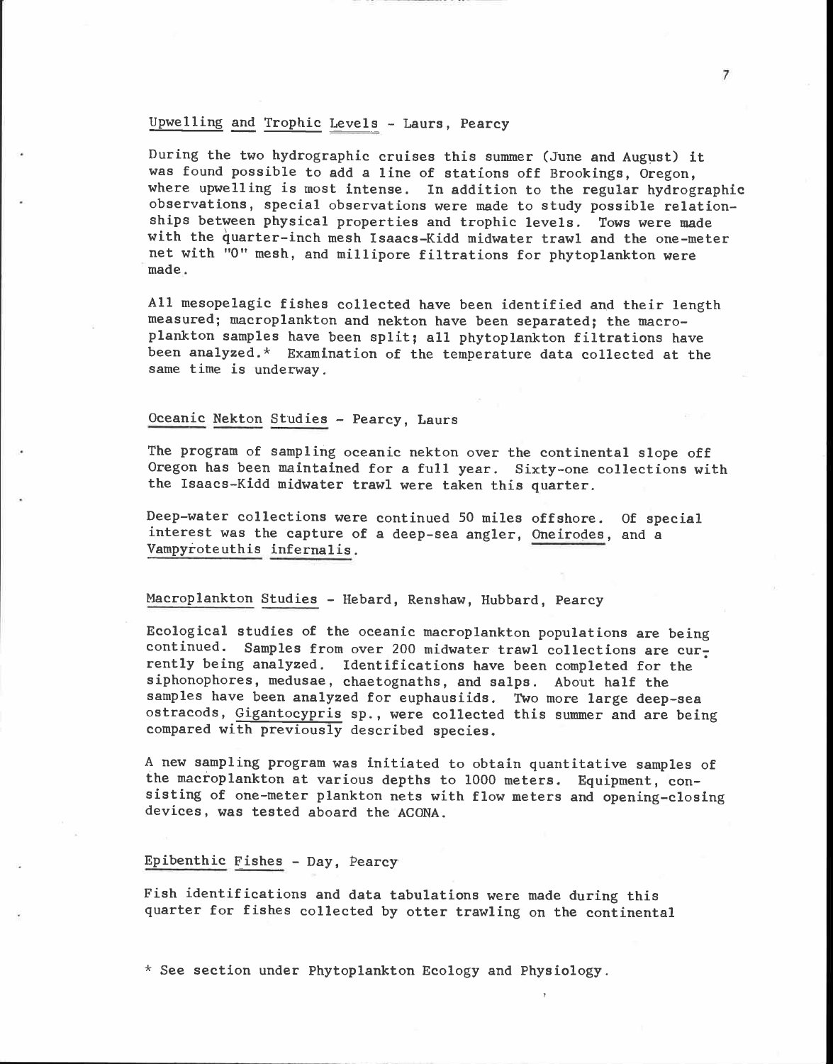## Upwelling and Trophic Levels - Laurs, Pearcy

During the two hydrographic cruises this summer (June and August) it was found possible to add a line of stations off Brookings, Oregon, where upwelling is most intense. In addition to the regular hydrographic observations, special observations were made to study possible relationships between physical properties and trophic levels. Tows were made with the quarter-inch mesh Isaacs-Kidd midwater trawl and the one-meter net with "0" mesh, and millipore filtrations for phytoplankton were made.

All mesopelagic fishes collected have been identified and their length measured; macroplankton and nekton have been separated; the macroplankton samples have been split; all phytoplankton filtrations have been analyzed.* Examination of the temperature data collected at the same time is underway.

## Oceanic Nekton Studies - Pearcy, Laurs

The program of sampling oceanic nekton over the continental slope off Oregon has been maintained for a full year. Sixty-one collections with the Isaacs-Kidd midwater trawl were taken this quarter.

Deep-water collections were continued 50 miles offshore. Of special interest was the capture of a deep-sea angler, *Oneirodes*, and a *Vampyroteuthis infernalis*.

## Macroplankton Studies - Hebard, Renshaw, Hubbard, Pearcy

Ecological studies of the oceanic macroplankton populations are being continued. Samples from over 200 midwater trawl collections are currently being analyzed. Identifications have been completed for the siphonophores, medusae, chaetognaths, and salps. About half the samples have been analyzed for euphausiids. Two more large deep-sea ostracods, *Gigantocypris* sp., were collected this summer and are being compared with previously described species.

A new sampling program was initiated to obtain quantitative samples of the macroplankton at various depths to 1000 meters. Equipment, consisting of one-meter plankton nets with flow meters and opening-closing devices, was tested aboard the ACONA.

## Epibenthic Fishes - Day, Pearcy

Fish identifications and data tabulations were made during this quarter for fishes collected by otter trawling on the continental

* See section under Phytoplankton Ecology and Physiology.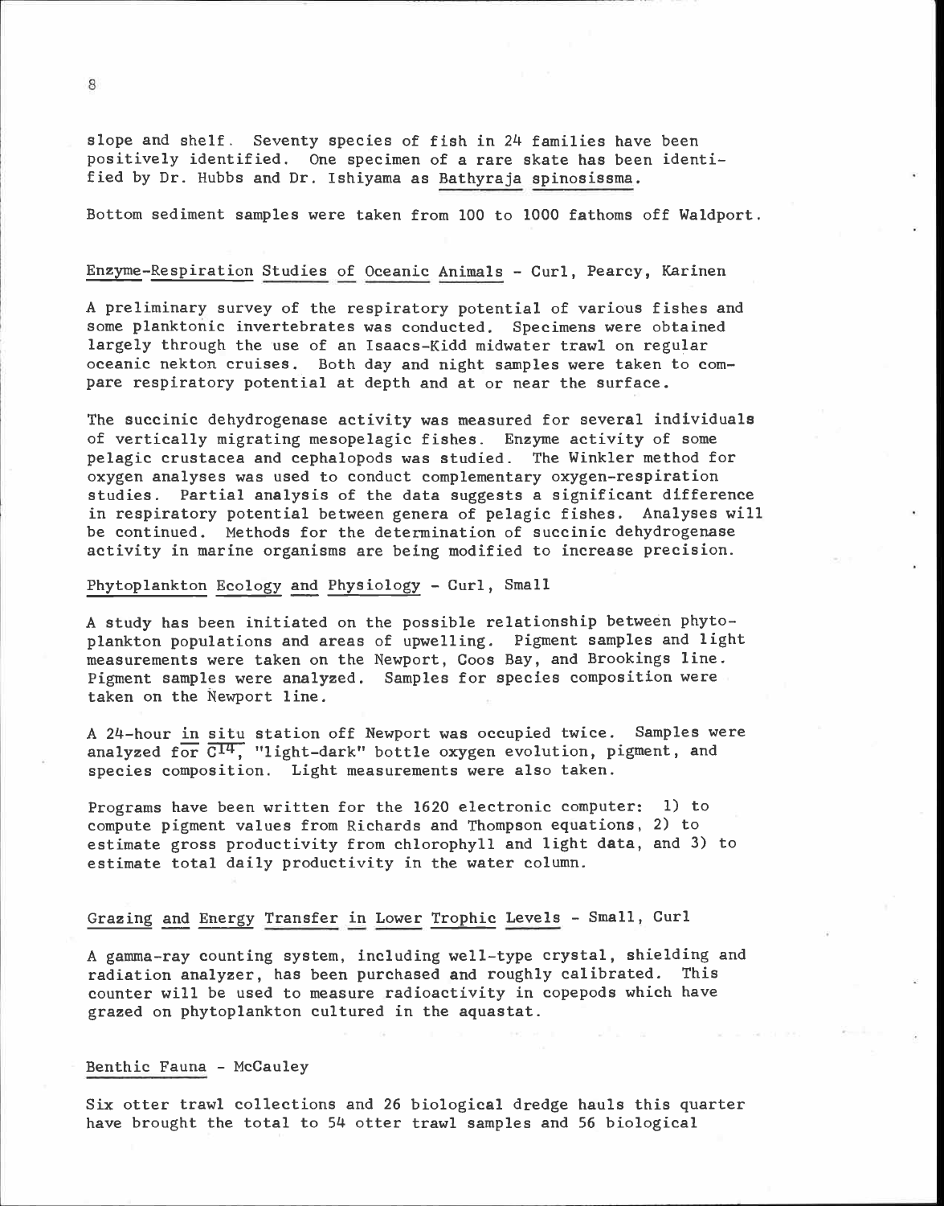slope and shelf. Seventy species of fish in 24 families have been positively identified. One specimen of a rare skate has been identified by Dr. Hubbs and Dr. Ishiyama as *Bathyraja spinosissma*.

Bottom sediment samples were taken from 100 to 1000 fathoms off Waldport.

### Enzyme-Respiration Studies of Oceanic Animals - Curl, Pearcy, Karinen

A preliminary survey of the respiratory potential of various fishes and some planktonic invertebrates was conducted. Specimens were obtained largely through the use of an Isaacs-Kidd midwater trawl on regular oceanic nekton cruises. Both day and night samples were taken to compare respiratory potential at depth and at or near the surface.

The succinic dehydrogenase activity was measured for several individuals of vertically migrating mesopelagic fishes. Enzyme activity of some pelagic crustacea and cephalopods was studied. The Winkler method for oxygen analyses was used to conduct complementary oxygen-respiration studies. Partial analysis of the data suggests a significant difference in respiratory potential between genera of pelagic fishes. Analyses will be continued. Methods for the determination of succinic dehydrogenase activity in marine organisms are being modified to increase precision.

### Phytoplankton Ecology and Physiology - Curl, Small

A study has been initiated on the possible relationship between phytoplankton populations and areas of upwelling. Pigment samples and light measurements were taken on the Newport, Coos Bay, and Brookings line. Pigment samples were analyzed. Samples for species composition were taken on the Newport line.

A 24-hour *in situ* station off Newport was occupied twice. Samples were analyzed for $C^{14}$, "light-dark" bottle oxygen evolution, pigment, and species composition. Light measurements were also taken.

Programs have been written for the 1620 electronic computer: 1) to compute pigment values from Richards and Thompson equations, 2) to estimate gross productivity from chlorophyll and light data, and 3) to estimate total daily productivity in the water column.

### Grazing and Energy Transfer in Lower Trophic Levels - Small, Curl

A gamma-ray counting system, including well-type crystal, shielding and radiation analyzer, has been purchased and roughly calibrated. This counter will be used to measure radioactivity in copepods which have grazed on phytoplankton cultured in the aquastat.

### Benthic Fauna - McCauley

Six otter trawl collections and 26 biological dredge hauls this quarter have brought the total to 54 otter trawl samples and 56 biological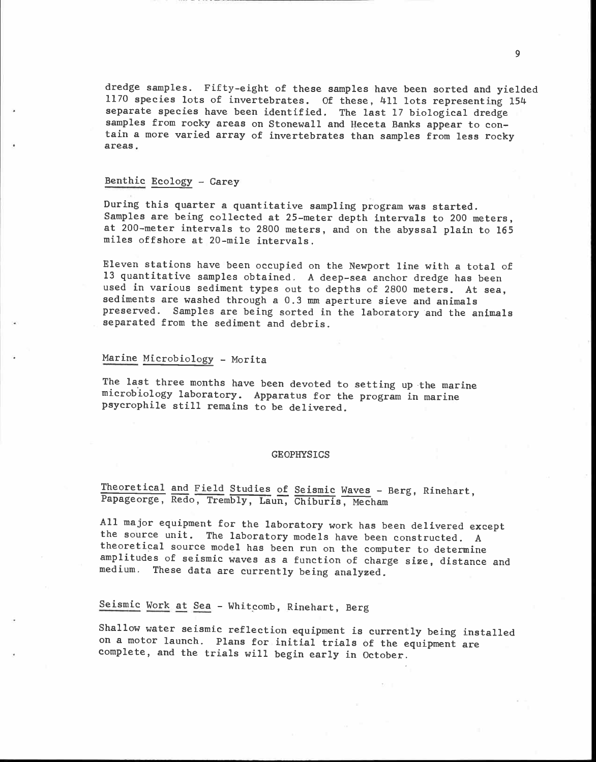dredge samples. Fifty-eight of these samples have been sorted and yielded 1170 species lots of invertebrates. Of these, 411 lots representing 154 separate species have been identified. The last 17 biological dredge samples from rocky areas on Stonewall and Heceta Banks appear to contain a more varied array of invertebrates than samples from less rocky areas.

### Benthic Ecology - Carey

During this quarter a quantitative sampling program was started. Samples are being collected at 25-meter depth intervals to 200 meters, at 200-meter intervals to 2800 meters, and on the abyssal plain to 165 miles offshore at 20-mile intervals.

Eleven stations have been occupied on the Newport line with a total of 13 quantitative samples obtained. A deep-sea anchor dredge has been used in various sediment types out to depths of 2800 meters. At sea, sediments are washed through a 0.3 mm aperture sieve and animals preserved. Samples are being sorted in the laboratory and the animals separated from the sediment and debris.

### Marine Microbiology - Morita

The last three months have been devoted to setting up the marine microbiology laboratory. Apparatus for the program in marine psycrophile still remains to be delivered.

## GEOPHYSICS

### Theoretical and Field Studies of Seismic Waves - Berg, Rinehart, Papageorge, Redo, Trembly, Laun, Chiburis, Mecham

All major equipment for the laboratory work has been delivered except the source unit. The laboratory models have been constructed. A theoretical source model has been run on the computer to determine amplitudes of seismic waves as a function of charge size, distance and medium. These data are currently being analyzed.

### Seismic Work at Sea - Whitcomb, Rinehart, Berg

Shallow water seismic reflection equipment is currently being installed on a motor launch. Plans for initial trials of the equipment are complete, and the trials will begin early in October.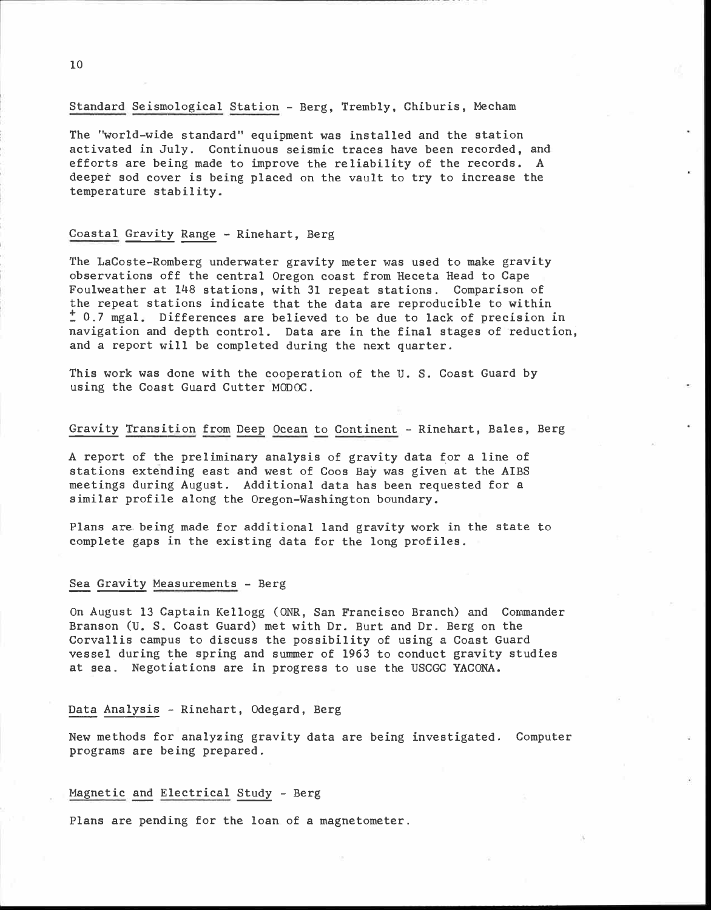### Standard Seismological Station - Berg, Trembly, Chiburis, Mecham

The "world-wide standard" equipment was installed and the station activated in July. Continuous seismic traces have been recorded, and efforts are being made to improve the reliability of the records. A deeper sod cover is being placed on the vault to try to increase the temperature stability.

### Coastal Gravity Range - Rinehart, Berg

The LaCoste-Romberg underwater gravity meter was used to make gravity observations off the central Oregon coast from Heceta Head to Cape Foulweather at 148 stations, with 31 repeat stations. Comparison of the repeat stations indicate that the data are reproducible to within ± 0.7 mgal. Differences are believed to be due to lack of precision in navigation and depth control. Data are in the final stages of reduction, and a report will be completed during the next quarter.

This work was done with the cooperation of the U. S. Coast Guard by using the Coast Guard Cutter MODOC.

### Gravity Transition from Deep Ocean to Continent - Rinehart, Bales, Berg

A report of the preliminary analysis of gravity data for a line of stations extending east and west of Coos Bay was given at the AIBS meetings during August. Additional data has been requested for a similar profile along the Oregon-Washington boundary.

Plans are being made for additional land gravity work in the state to complete gaps in the existing data for the long profiles.

### Sea Gravity Measurements - Berg

On August 13 Captain Kellogg (ONR, San Francisco Branch) and Commander Branson (U. S. Coast Guard) met with Dr. Burt and Dr. Berg on the Corvallis campus to discuss the possibility of using a Coast Guard vessel during the spring and summer of 1963 to conduct gravity studies at sea. Negotiations are in progress to use the USCGC YACONA.

### Data Analysis - Rinehart, Odegard, Berg

New methods for analyzing gravity data are being investigated. Computer programs are being prepared.

### Magnetic and Electrical Study - Berg

Plans are pending for the loan of a magnetometer.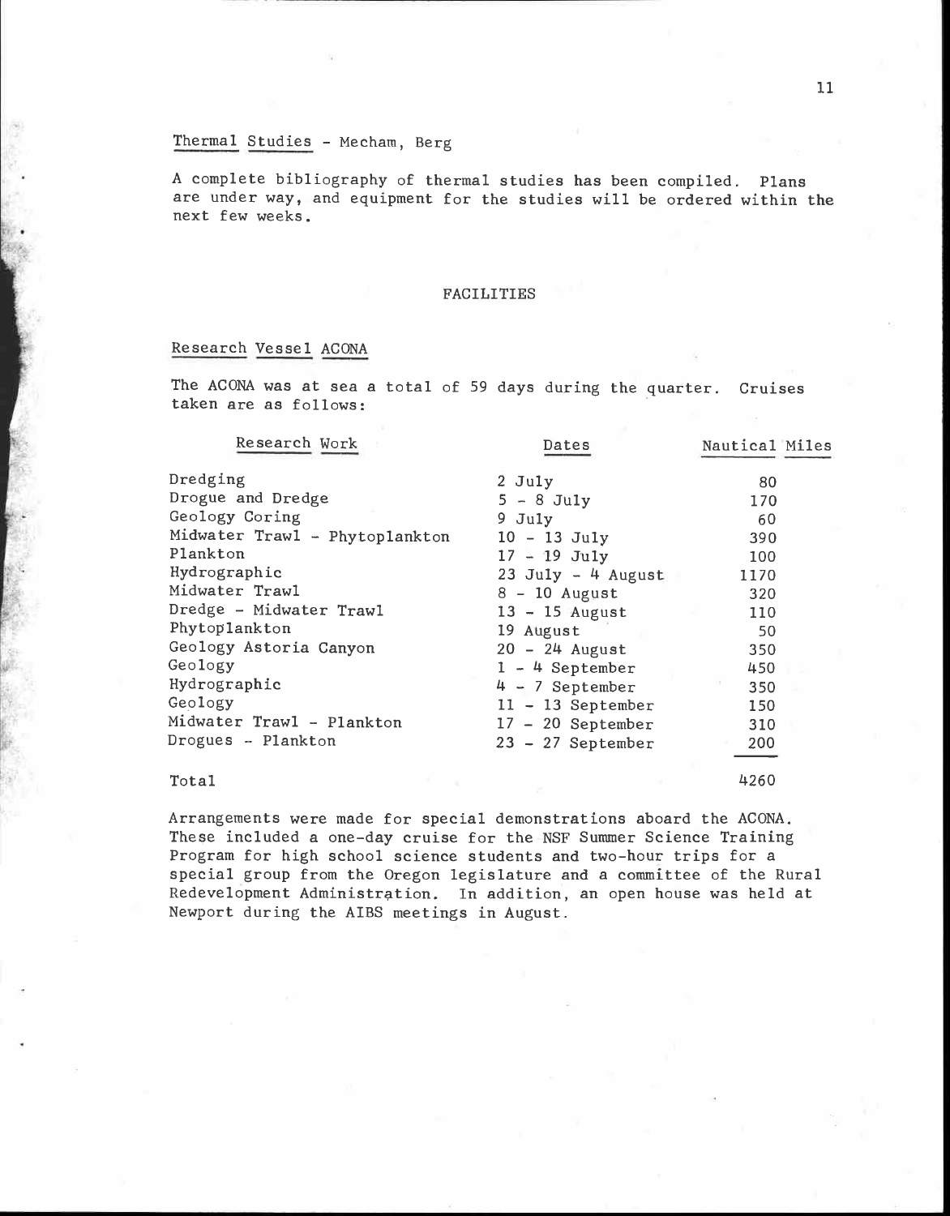## Thermal Studies - Mecham, Berg

A complete bibliography of thermal studies has been compiled. Plans are under way, and equipment for the studies will be ordered within the next few weeks.

# FACILITIES

## Research Vessel ACONA

The ACONA was at sea a total of 59 days during the quarter. Cruises taken are as follows:

| Research Work | Dates | Nautical Miles |
|---|---|---|
| Dredging | 2 July | 80 |
| Drogue and Dredge | 5 - 8 July | 170 |
| Geology Coring | 9 July | 60 |
| Midwater Trawl - Phytoplankton | 10 - 13 July | 390 |
| Plankton | 17 - 19 July | 100 |
| Hydrographic | 23 July - 4 August | 1170 |
| Midwater Trawl | 8 - 10 August | 320 |
| Dredge - Midwater Trawl | 13 - 15 August | 110 |
| Phytoplankton | 19 August | 50 |
| Geology Astoria Canyon | 20 - 24 August | 350 |
| Geology | 1 - 4 September | 450 |
| Hydrographic | 4 - 7 September | 350 |
| Geology | 11 - 13 September | 150 |
| Midwater Trawl - Plankton | 17 - 20 September | 310 |
| Drogues - Plankton | 23 - 27 September | 200 |
| Total | | 4260 |

Arrangements were made for special demonstrations aboard the ACONA. These included a one-day cruise for the NSF Summer Science Training Program for high school science students and two-hour trips for a special group from the Oregon legislature and a committee of the Rural Redevelopment Administration. In addition, an open house was held at Newport during the AIBS meetings in August.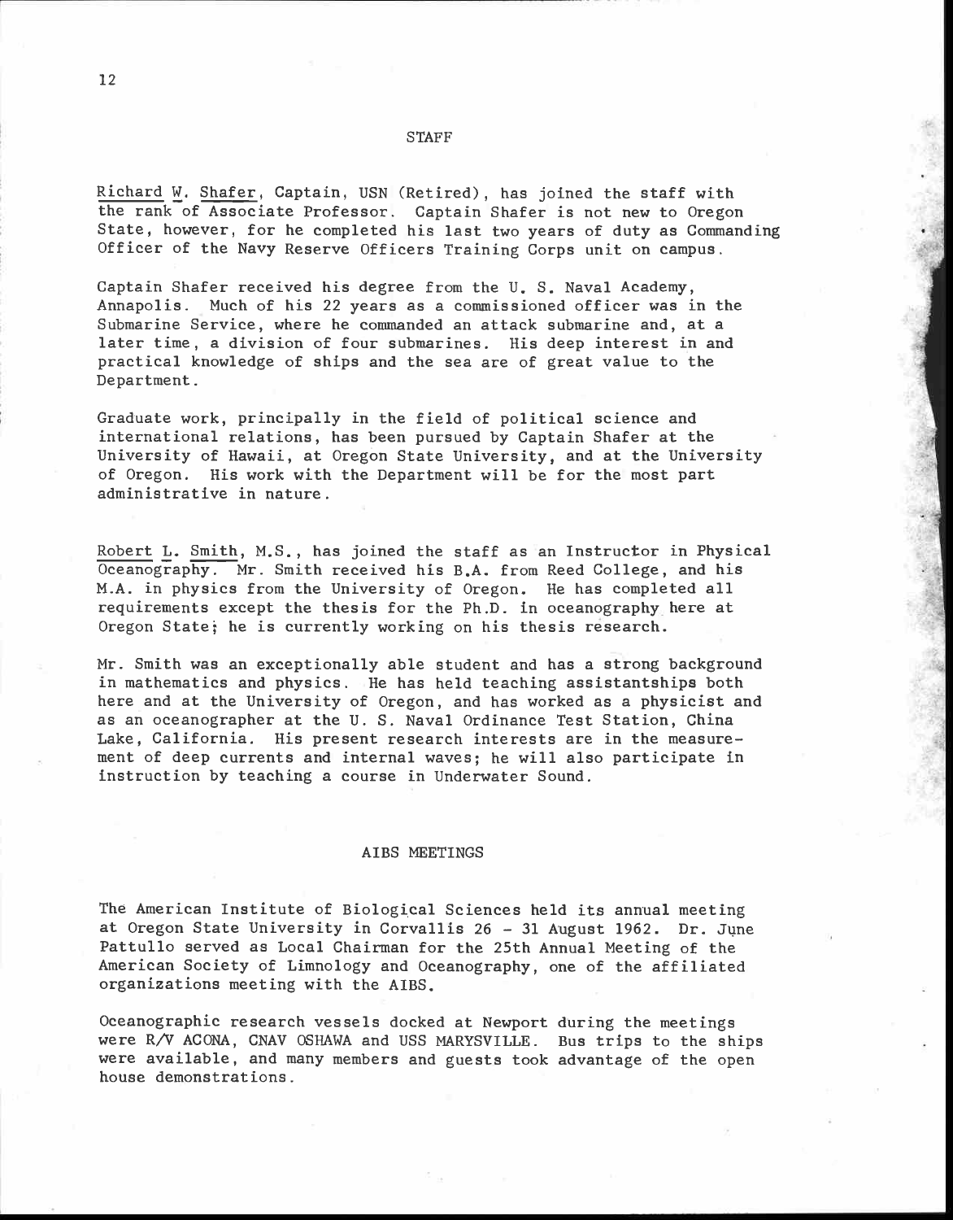## STAFF

Richard W. Shafer, Captain, USN (Retired), has joined the staff with the rank of Associate Professor. Captain Shafer is not new to Oregon State, however, for he completed his last two years of duty as Commanding Officer of the Navy Reserve Officers Training Corps unit on campus.

Captain Shafer received his degree from the U. S. Naval Academy, Annapolis. Much of his 22 years as a commissioned officer was in the Submarine Service, where he commanded an attack submarine and, at a later time, a division of four submarines. His deep interest in and practical knowledge of ships and the sea are of great value to the Department.

Graduate work, principally in the field of political science and international relations, has been pursued by Captain Shafer at the University of Hawaii, at Oregon State University, and at the University of Oregon. His work with the Department will be for the most part administrative in nature.

Robert L. Smith, M.S., has joined the staff as an Instructor in Physical Oceanography. Mr. Smith received his B.A. from Reed College, and his M.A. in physics from the University of Oregon. He has completed all requirements except the thesis for the Ph.D. in oceanography here at Oregon State; he is currently working on his thesis research.

Mr. Smith was an exceptionally able student and has a strong background in mathematics and physics. He has held teaching assistantships both here and at the University of Oregon, and has worked as a physicist and as an oceanographer at the U. S. Naval Ordinance Test Station, China Lake, California. His present research interests are in the measurement of deep currents and internal waves; he will also participate in instruction by teaching a course in Underwater Sound.

## AIBS MEETINGS

The American Institute of Biological Sciences held its annual meeting at Oregon State University in Corvallis 26 - 31 August 1962. Dr. June Pattullo served as Local Chairman for the 25th Annual Meeting of the American Society of Limnology and Oceanography, one of the affiliated organizations meeting with the AIBS.

Oceanographic research vessels docked at Newport during the meetings were R/V ACONA, CNAV OSHAWA and USS MARYSVILLE. Bus trips to the ships were available, and many members and guests took advantage of the open house demonstrations.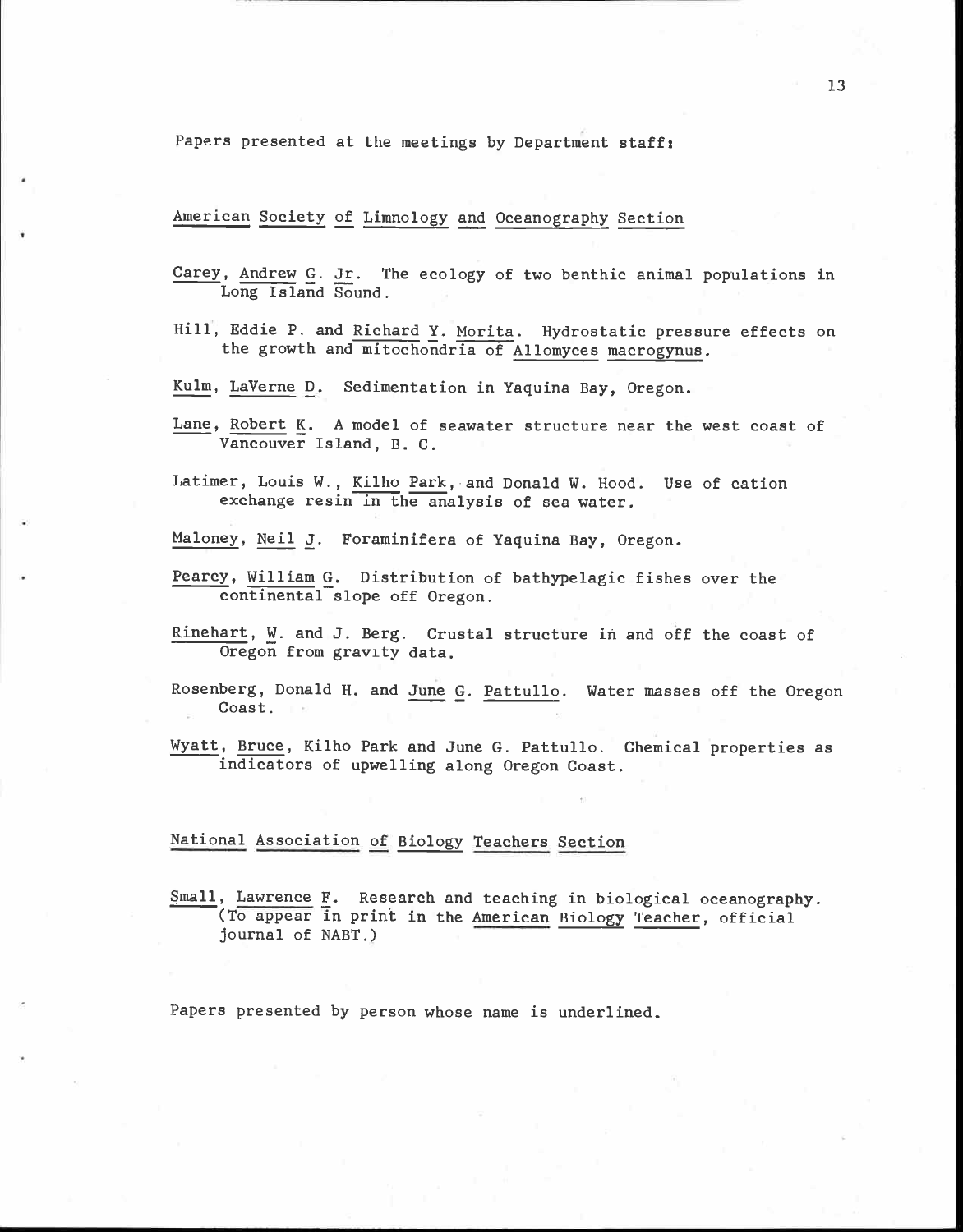Papers presented at the meetings by Department staff:

American Society of Limnology and Oceanography Section

Carey, Andrew G. Jr. The ecology of two benthic animal populations in Long Island Sound.

Hill, Eddie P. and Richard Y. Morita. Hydrostatic pressure effects on the growth and mitochondria of *Allomyces macrogynus*.

Kulm, LaVerne D. Sedimentation in Yaquina Bay, Oregon.

Lane, Robert K. A model of seawater structure near the west coast of Vancouver Island, B. C.

Latimer, Louis W., Kilho Park, and Donald W. Hood. Use of cation exchange resin in the analysis of sea water.

Maloney, Neil J. Foraminifera of Yaquina Bay, Oregon.

Pearcy, William G. Distribution of bathypelagic fishes over the continental slope off Oregon.

Rinehart, W. and J. Berg. Crustal structure in and off the coast of Oregon from gravity data.

Rosenberg, Donald H. and June G. Pattullo. Water masses off the Oregon Coast.

Wyatt, Bruce, Kilho Park and June G. Pattullo. Chemical properties as indicators of upwelling along Oregon Coast.

National Association of Biology Teachers Section

Small, Lawrence F. Research and teaching in biological oceanography. (To appear in print in the *American Biology Teacher*, official journal of NABT.)

Papers presented by person whose name is underlined.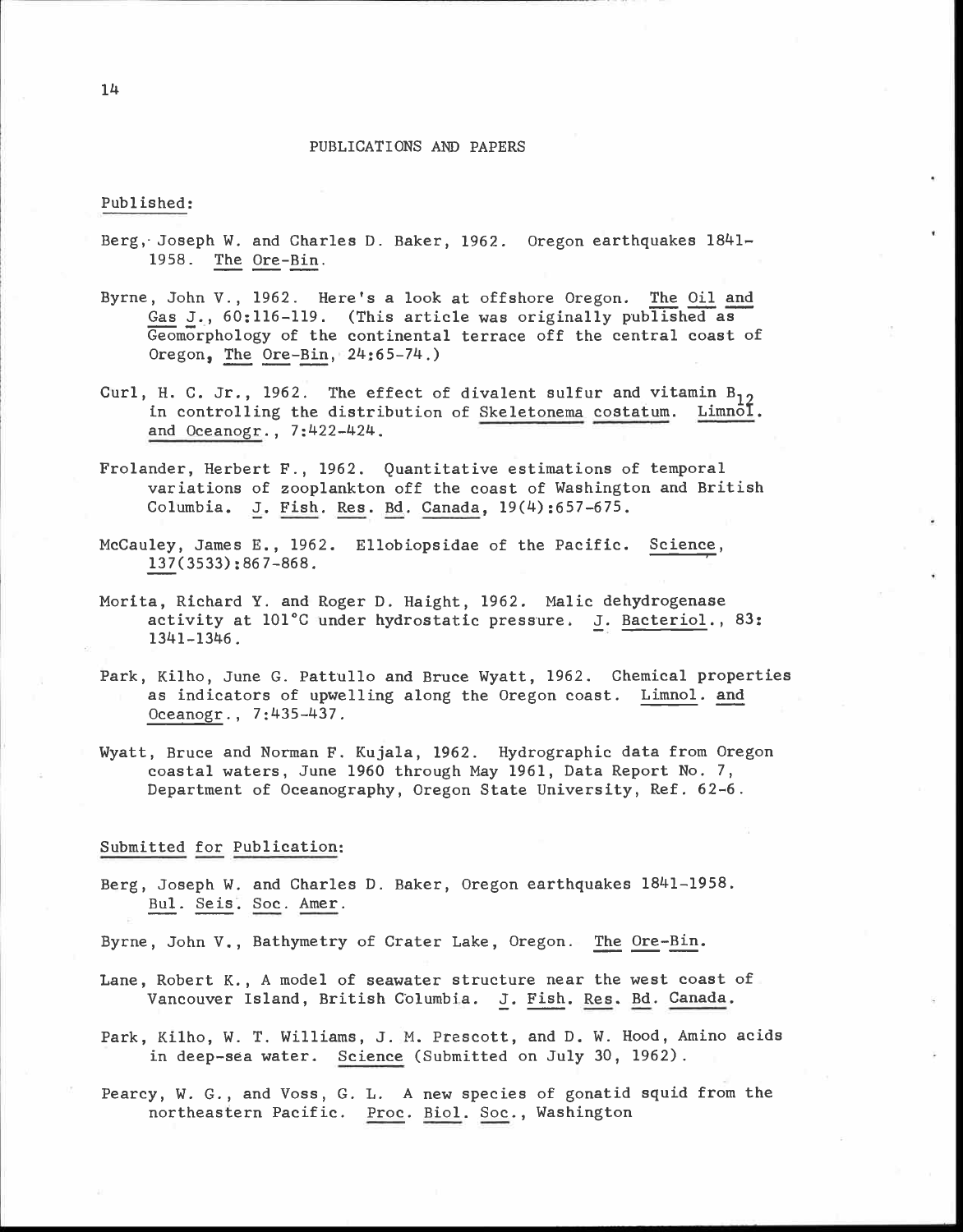# PUBLICATIONS AND PAPERS

## Published:

Berg, Joseph W. and Charles D. Baker, 1962. Oregon earthquakes 1841-1958. The Ore-Bin.

Byrne, John V., 1962. Here's a look at offshore Oregon. The Oil and Gas J., 60:116-119. (This article was originally published as Geomorphology of the continental terrace off the central coast of Oregon, The Ore-Bin, 24:65-74.)

Curl, H. C. Jr., 1962. The effect of divalent sulfur and vitamin $B_{12}$ in controlling the distribution of Skeletonema costatum. Limnol. and Oceanogr., 7:422-424.

Frolander, Herbert F., 1962. Quantitative estimations of temporal variations of zooplankton off the coast of Washington and British Columbia. J. Fish. Res. Bd. Canada, 19(4):657-675.

McCauley, James E., 1962. Ellobiopsidae of the Pacific. Science, 137(3533):867-868.

Morita, Richard Y. and Roger D. Haight, 1962. Malic dehydrogenase activity at 101°C under hydrostatic pressure. J. Bacteriol., 83: 1341-1346.

Park, Kilho, June G. Pattullo and Bruce Wyatt, 1962. Chemical properties as indicators of upwelling along the Oregon coast. Limnol. and Oceanogr., 7:435-437.

Wyatt, Bruce and Norman F. Kujala, 1962. Hydrographic data from Oregon coastal waters, June 1960 through May 1961, Data Report No. 7, Department of Oceanography, Oregon State University, Ref. 62-6.

## Submitted for Publication:

Berg, Joseph W. and Charles D. Baker, Oregon earthquakes 1841-1958. Bul. Seis. Soc. Amer.

Byrne, John V., Bathymetry of Crater Lake, Oregon. The Ore-Bin.

Lane, Robert K., A model of seawater structure near the west coast of Vancouver Island, British Columbia. J. Fish. Res. Bd. Canada.

Park, Kilho, W. T. Williams, J. M. Prescott, and D. W. Hood, Amino acids in deep-sea water. Science (Submitted on July 30, 1962).

Pearcy, W. G., and Voss, G. L. A new species of gonatid squid from the northeastern Pacific. Proc. Biol. Soc., Washington